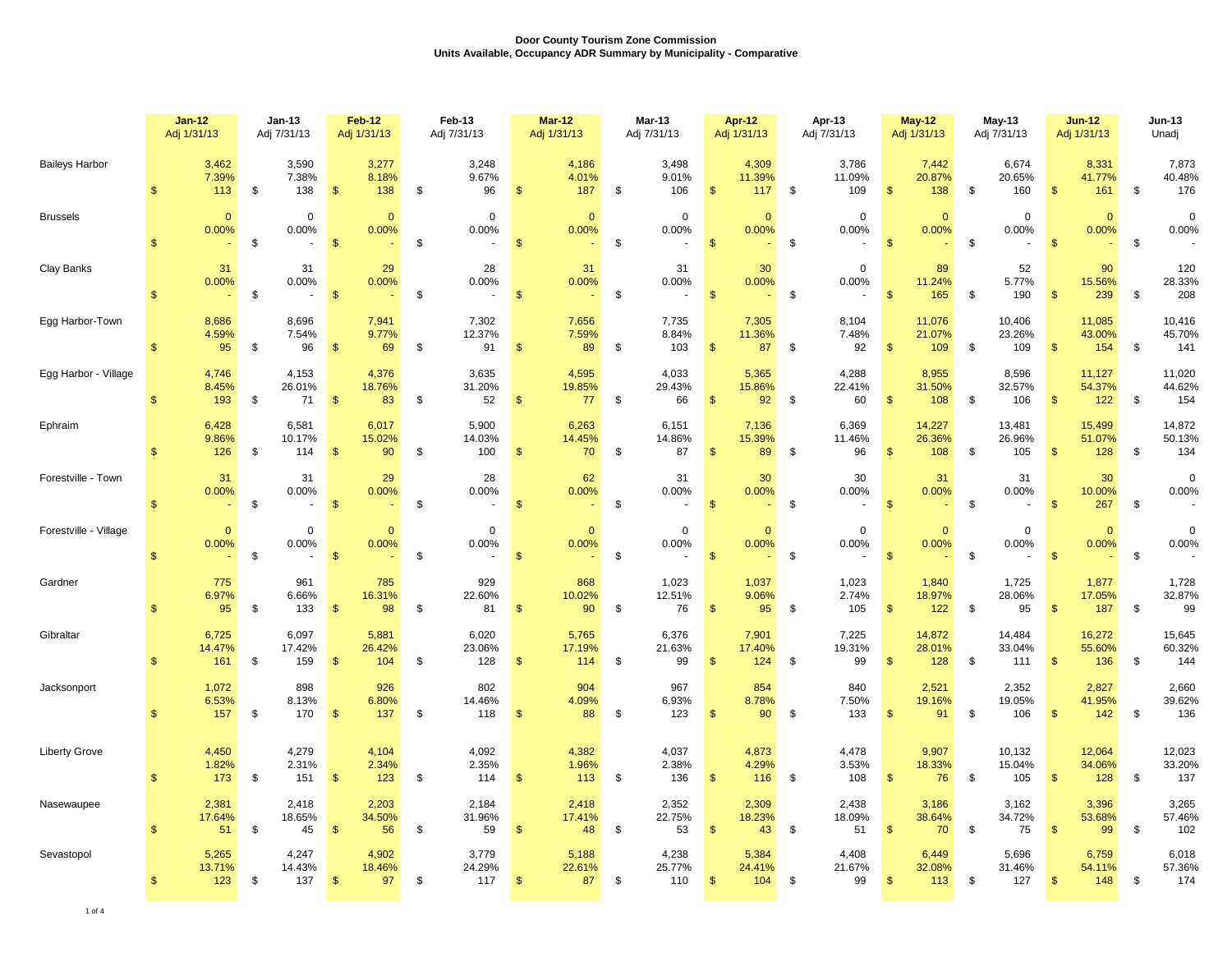**Door County Tourism Zone Commission**
**Units Available, Occupancy ADR Summary by Municipality - Comparative**

| | Jan-12 Adj 1/31/13 | Jan-13 Adj 7/31/13 | Feb-12 Adj 1/31/13 | Feb-13 Adj 7/31/13 | Mar-12 Adj 1/31/13 | Mar-13 Adj 7/31/13 | Apr-12 Adj 1/31/13 | Apr-13 Adj 7/31/13 | May-12 Adj 1/31/13 | May-13 Adj 7/31/13 | Jun-12 Adj 1/31/13 | Jun-13 Unadj |
|---|---|---|---|---|---|---|---|---|---|---|---|---|
| **Baileys Harbor** | 3,462 | 3,590 | 3,277 | 3,248 | 4,186 | 3,498 | 4,309 | 3,786 | 7,442 | 6,674 | 8,331 | 7,873 |
| | 7.39% | 7.38% | 8.18% | 9.67% | 4.01% | 9.01% | 11.39% | 11.09% | 20.87% | 20.65% | 41.77% | 40.48% |
| | $ 113 | $ 138 | $ 138 | $ 96 | $ 187 | $ 106 | $ 117 | $ 109 | $ 138 | $ 160 | $ 161 | $ 176 |
| **Brussels** | 0 | 0 | 0 | 0 | 0 | 0 | 0 | 0 | 0 | 0 | 0 | 0 |
| | 0.00% | 0.00% | 0.00% | 0.00% | 0.00% | 0.00% | 0.00% | 0.00% | 0.00% | 0.00% | 0.00% | 0.00% |
| | $ - | $ - | $ - | $ - | $ - | $ - | $ - | $ - | $ - | $ - | $ - | $ - |
| **Clay Banks** | 31 | 31 | 29 | 28 | 31 | 31 | 30 | 0 | 89 | 52 | 90 | 120 |
| | 0.00% | 0.00% | 0.00% | 0.00% | 0.00% | 0.00% | 0.00% | 0.00% | 11.24% | 5.77% | 15.56% | 28.33% |
| | $ - | $ - | $ - | $ - | $ - | $ - | $ - | $ - | $ 165 | $ 190 | $ 239 | $ 208 |
| **Egg Harbor-Town** | 8,686 | 8,696 | 7,941 | 7,302 | 7,656 | 7,735 | 7,305 | 8,104 | 11,076 | 10,406 | 11,085 | 10,416 |
| | 4.59% | 7.54% | 9.77% | 12.37% | 7.59% | 8.84% | 11.36% | 7.48% | 21.07% | 23.26% | 43.00% | 45.70% |
| | $ 95 | $ 96 | $ 69 | $ 91 | $ 89 | $ 103 | $ 87 | $ 92 | $ 109 | $ 109 | $ 154 | $ 141 |
| **Egg Harbor - Village** | 4,746 | 4,153 | 4,376 | 3,635 | 4,595 | 4,033 | 5,365 | 4,288 | 8,955 | 8,596 | 11,127 | 11,020 |
| | 8.45% | 26.01% | 18.76% | 31.20% | 19.85% | 29.43% | 15.86% | 22.41% | 31.50% | 32.57% | 54.37% | 44.62% |
| | $ 193 | $ 71 | $ 83 | $ 52 | $ 77 | $ 66 | $ 92 | $ 60 | $ 108 | $ 106 | $ 122 | $ 154 |
| **Ephraim** | 6,428 | 6,581 | 6,017 | 5,900 | 6,263 | 6,151 | 7,136 | 6,369 | 14,227 | 13,481 | 15,499 | 14,872 |
| | 9.86% | 10.17% | 15.02% | 14.03% | 14.45% | 14.86% | 15.39% | 11.46% | 26.36% | 26.96% | 51.07% | 50.13% |
| | $ 126 | $ 114 | $ 90 | $ 100 | $ 70 | $ 87 | $ 89 | $ 96 | $ 108 | $ 105 | $ 128 | $ 134 |
| **Forestville - Town** | 31 | 31 | 29 | 28 | 62 | 31 | 30 | 30 | 31 | 31 | 30 | 0 |
| | 0.00% | 0.00% | 0.00% | 0.00% | 0.00% | 0.00% | 0.00% | 0.00% | 0.00% | 0.00% | 10.00% | 0.00% |
| | $ - | $ - | $ - | $ - | $ - | $ - | $ - | $ - | $ - | $ - | $ 267 | $ - |
| **Forestville - Village** | 0 | 0 | 0 | 0 | 0 | 0 | 0 | 0 | 0 | 0 | 0 | 0 |
| | 0.00% | 0.00% | 0.00% | 0.00% | 0.00% | 0.00% | 0.00% | 0.00% | 0.00% | 0.00% | 0.00% | 0.00% |
| | $ - | $ - | $ - | $ - | $ - | $ - | $ - | $ - | $ - | $ - | $ - | $ - |
| **Gardner** | 775 | 961 | 785 | 929 | 868 | 1,023 | 1,037 | 1,023 | 1,840 | 1,725 | 1,877 | 1,728 |
| | 6.97% | 6.66% | 16.31% | 22.60% | 10.02% | 12.51% | 9.06% | 2.74% | 18.97% | 28.06% | 17.05% | 32.87% |
| | $ 95 | $ 133 | $ 98 | $ 81 | $ 90 | $ 76 | $ 95 | $ 105 | $ 122 | $ 95 | $ 187 | $ 99 |
| **Gibraltar** | 6,725 | 6,097 | 5,881 | 6,020 | 5,765 | 6,376 | 7,901 | 7,225 | 14,872 | 14,484 | 16,272 | 15,645 |
| | 14.47% | 17.42% | 26.42% | 23.06% | 17.19% | 21.63% | 17.40% | 19.31% | 28.01% | 33.04% | 55.60% | 60.32% |
| | $ 161 | $ 159 | $ 104 | $ 128 | $ 114 | $ 99 | $ 124 | $ 99 | $ 128 | $ 111 | $ 136 | $ 144 |
| **Jacksonport** | 1,072 | 898 | 926 | 802 | 904 | 967 | 854 | 840 | 2,521 | 2,352 | 2,827 | 2,660 |
| | 6.53% | 8.13% | 6.80% | 14.46% | 4.09% | 6.93% | 8.78% | 7.50% | 19.16% | 19.05% | 41.95% | 39.62% |
| | $ 157 | $ 170 | $ 137 | $ 118 | $ 88 | $ 123 | $ 90 | $ 133 | $ 91 | $ 106 | $ 142 | $ 136 |
| **Liberty Grove** | 4,450 | 4,279 | 4,104 | 4,092 | 4,382 | 4,037 | 4,873 | 4,478 | 9,907 | 10,132 | 12,064 | 12,023 |
| | 1.82% | 2.31% | 2.34% | 2.35% | 1.96% | 2.38% | 4.29% | 3.53% | 18.33% | 15.04% | 34.06% | 33.20% |
| | $ 173 | $ 151 | $ 123 | $ 114 | $ 113 | $ 136 | $ 116 | $ 108 | $ 76 | $ 105 | $ 128 | $ 137 |
| **Nasewaupee** | 2,381 | 2,418 | 2,203 | 2,184 | 2,418 | 2,352 | 2,309 | 2,438 | 3,186 | 3,162 | 3,396 | 3,265 |
| | 17.64% | 18.65% | 34.50% | 31.96% | 17.41% | 22.75% | 18.23% | 18.09% | 38.64% | 34.72% | 53.68% | 57.46% |
| | $ 51 | $ 45 | $ 56 | $ 59 | $ 48 | $ 53 | $ 43 | $ 51 | $ 70 | $ 75 | $ 99 | $ 102 |
| **Sevastopol** | 5,265 | 4,247 | 4,902 | 3,779 | 5,188 | 4,238 | 5,384 | 4,408 | 6,449 | 5,696 | 6,759 | 6,018 |
| | 13.71% | 14.43% | 18.46% | 24.29% | 22.61% | 25.77% | 24.41% | 21.67% | 32.08% | 31.46% | 54.11% | 57.36% |
| | $ 123 | $ 137 | $ 97 | $ 117 | $ 87 | $ 110 | $ 104 | $ 99 | $ 113 | $ 127 | $ 148 | $ 174 |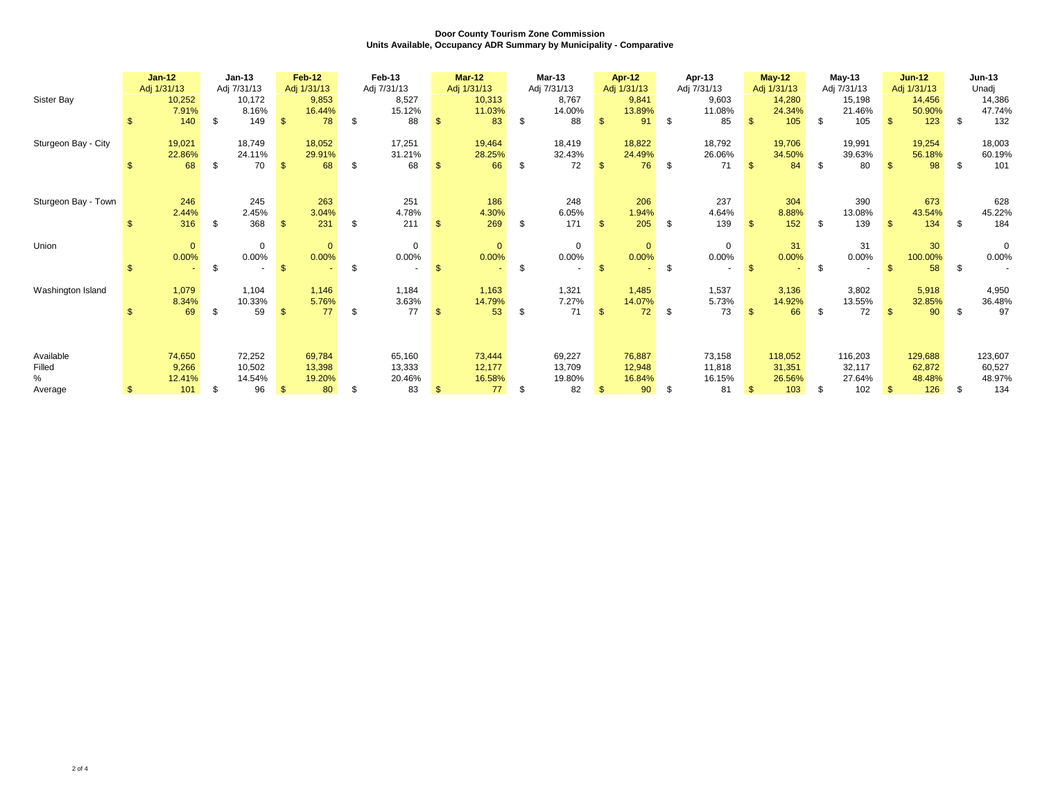**Door County Tourism Zone Commission**
**Units Available, Occupancy ADR Summary by Municipality - Comparative**

| | Jan-12 | Jan-13 | Feb-12 | Feb-13 | Mar-12 | Mar-13 | Apr-12 | Apr-13 | May-12 | May-13 | Jun-12 | Jun-13 |
|---|---|---|---|---|---|---|---|---|---|---|---|---|
| | Adj 1/31/13 | Adj 7/31/13 | Adj 1/31/13 | Adj 7/31/13 | Adj 1/31/13 | Adj 7/31/13 | Adj 1/31/13 | Adj 7/31/13 | Adj 1/31/13 | Adj 7/31/13 | Adj 1/31/13 | Unadj |
| Sister Bay | 10,252 | 10,172 | 9,853 | 8,527 | 10,313 | 8,767 | 9,841 | 9,603 | 14,280 | 15,198 | 14,456 | 14,386 |
| | 7.91% | 8.16% | 16.44% | 15.12% | 11.03% | 14.00% | 13.89% | 11.08% | 24.34% | 21.46% | 50.90% | 47.74% |
| | $ 140 | $ 149 | $ 78 | $ 88 | $ 83 | $ 88 | $ 91 | $ 85 | $ 105 | $ 105 | $ 123 | $ 132 |
| Sturgeon Bay - City | 19,021 | 18,749 | 18,052 | 17,251 | 19,464 | 18,419 | 18,822 | 18,792 | 19,706 | 19,991 | 19,254 | 18,003 |
| | 22.86% | 24.11% | 29.91% | 31.21% | 28.25% | 32.43% | 24.49% | 26.06% | 34.50% | 39.63% | 56.18% | 60.19% |
| | $ 68 | $ 70 | $ 68 | $ 68 | $ 66 | $ 72 | $ 76 | $ 71 | $ 84 | $ 80 | $ 98 | $ 101 |
| Sturgeon Bay - Town | 246 | 245 | 263 | 251 | 186 | 248 | 206 | 237 | 304 | 390 | 673 | 628 |
| | 2.44% | 2.45% | 3.04% | 4.78% | 4.30% | 6.05% | 1.94% | 4.64% | 8.88% | 13.08% | 43.54% | 45.22% |
| | $ 316 | $ 368 | $ 231 | $ 211 | $ 269 | $ 171 | $ 205 | $ 139 | $ 152 | $ 139 | $ 134 | $ 184 |
| Union | 0 | 0 | 0 | 0 | 0 | 0 | 0 | 0 | 31 | 31 | 30 | 0 |
| | 0.00% | 0.00% | 0.00% | 0.00% | 0.00% | 0.00% | 0.00% | 0.00% | 0.00% | 0.00% | 100.00% | 0.00% |
| | $ - | $ - | $ - | $ - | $ - | $ - | $ - | $ - | $ - | $ - | $ 58 | $ - |
| Washington Island | 1,079 | 1,104 | 1,146 | 1,184 | 1,163 | 1,321 | 1,485 | 1,537 | 3,136 | 3,802 | 5,918 | 4,950 |
| | 8.34% | 10.33% | 5.76% | 3.63% | 14.79% | 7.27% | 14.07% | 5.73% | 14.92% | 13.55% | 32.85% | 36.48% |
| | $ 69 | $ 59 | $ 77 | $ 77 | $ 53 | $ 71 | $ 72 | $ 73 | $ 66 | $ 72 | $ 90 | $ 97 |
| Available | 74,650 | 72,252 | 69,784 | 65,160 | 73,444 | 69,227 | 76,887 | 73,158 | 118,052 | 116,203 | 129,688 | 123,607 |
| Filled | 9,266 | 10,502 | 13,398 | 13,333 | 12,177 | 13,709 | 12,948 | 11,818 | 31,351 | 32,117 | 62,872 | 60,527 |
| % | 12.41% | 14.54% | 19.20% | 20.46% | 16.58% | 19.80% | 16.84% | 16.15% | 26.56% | 27.64% | 48.48% | 48.97% |
| Average | $ 101 | $ 96 | $ 80 | $ 83 | $ 77 | $ 82 | $ 90 | $ 81 | $ 103 | $ 102 | $ 126 | $ 134 |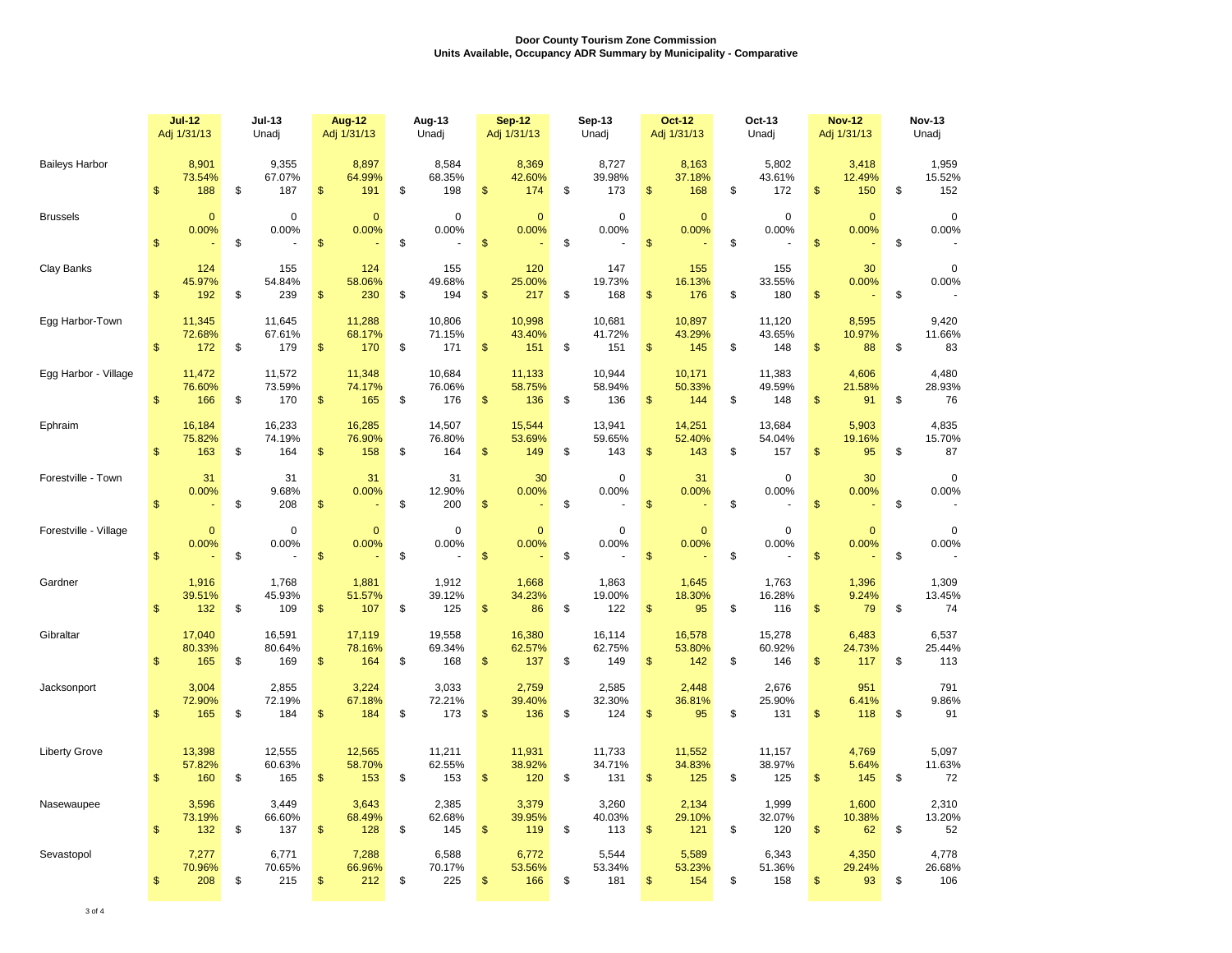**Door County Tourism Zone Commission**
**Units Available, Occupancy ADR Summary by Municipality - Comparative**

| Municipality | | Jul-12 Adj 1/31/13 | Jul-13 Unadj | Aug-12 Adj 1/31/13 | Aug-13 Unadj | Sep-12 Adj 1/31/13 | Sep-13 Unadj | Oct-12 Adj 1/31/13 | Oct-13 Unadj | Nov-12 Adj 1/31/13 | Nov-13 Unadj |
|---|---|---|---|---|---|---|---|---|---|---|---|
| Baileys Harbor | Units | 8,901 | 9,355 | 8,897 | 8,584 | 8,369 | 8,727 | 8,163 | 5,802 | 3,418 | 1,959 |
| | Occupancy | 73.54% | 67.07% | 64.99% | 68.35% | 42.60% | 39.98% | 37.18% | 43.61% | 12.49% | 15.52% |
| | ADR | $ 188 | $ 187 | $ 191 | $ 198 | $ 174 | $ 173 | $ 168 | $ 172 | $ 150 | $ 152 |
| Brussels | Units | 0 | 0 | 0 | 0 | 0 | 0 | 0 | 0 | 0 | 0 |
| | Occupancy | 0.00% | 0.00% | 0.00% | 0.00% | 0.00% | 0.00% | 0.00% | 0.00% | 0.00% | 0.00% |
| | ADR | $ - | $ - | $ - | $ - | $ - | $ - | $ - | $ - | $ - | $ - |
| Clay Banks | Units | 124 | 155 | 124 | 155 | 120 | 147 | 155 | 155 | 30 | 0 |
| | Occupancy | 45.97% | 54.84% | 58.06% | 49.68% | 25.00% | 19.73% | 16.13% | 33.55% | 0.00% | 0.00% |
| | ADR | $ 192 | $ 239 | $ 230 | $ 194 | $ 217 | $ 168 | $ 176 | $ 180 | $ - | $ - |
| Egg Harbor-Town | Units | 11,345 | 11,645 | 11,288 | 10,806 | 10,998 | 10,681 | 10,897 | 11,120 | 8,595 | 9,420 |
| | Occupancy | 72.68% | 67.61% | 68.17% | 71.15% | 43.40% | 41.72% | 43.29% | 43.65% | 10.97% | 11.66% |
| | ADR | $ 172 | $ 179 | $ 170 | $ 171 | $ 151 | $ 151 | $ 145 | $ 148 | $ 88 | $ 83 |
| Egg Harbor - Village | Units | 11,472 | 11,572 | 11,348 | 10,684 | 11,133 | 10,944 | 10,171 | 11,383 | 4,606 | 4,480 |
| | Occupancy | 76.60% | 73.59% | 74.17% | 76.06% | 58.75% | 58.94% | 50.33% | 49.59% | 21.58% | 28.93% |
| | ADR | $ 166 | $ 170 | $ 165 | $ 176 | $ 136 | $ 136 | $ 144 | $ 148 | $ 91 | $ 76 |
| Ephraim | Units | 16,184 | 16,233 | 16,285 | 14,507 | 15,544 | 13,941 | 14,251 | 13,684 | 5,903 | 4,835 |
| | Occupancy | 75.82% | 74.19% | 76.90% | 76.80% | 53.69% | 59.65% | 52.40% | 54.04% | 19.16% | 15.70% |
| | ADR | $ 163 | $ 164 | $ 158 | $ 164 | $ 149 | $ 143 | $ 143 | $ 157 | $ 95 | $ 87 |
| Forestville - Town | Units | 31 | 31 | 31 | 31 | 30 | 0 | 31 | 0 | 30 | 0 |
| | Occupancy | 0.00% | 9.68% | 0.00% | 12.90% | 0.00% | 0.00% | 0.00% | 0.00% | 0.00% | 0.00% |
| | ADR | $ - | $ 208 | $ - | $ 200 | $ - | $ - | $ - | $ - | $ - | $ - |
| Forestville - Village | Units | 0 | 0 | 0 | 0 | 0 | 0 | 0 | 0 | 0 | 0 |
| | Occupancy | 0.00% | 0.00% | 0.00% | 0.00% | 0.00% | 0.00% | 0.00% | 0.00% | 0.00% | 0.00% |
| | ADR | $ - | $ - | $ - | $ - | $ - | $ - | $ - | $ - | $ - | $ - |
| Gardner | Units | 1,916 | 1,768 | 1,881 | 1,912 | 1,668 | 1,863 | 1,645 | 1,763 | 1,396 | 1,309 |
| | Occupancy | 39.51% | 45.93% | 51.57% | 39.12% | 34.23% | 19.00% | 18.30% | 16.28% | 9.24% | 13.45% |
| | ADR | $ 132 | $ 109 | $ 107 | $ 125 | $ 86 | $ 122 | $ 95 | $ 116 | $ 79 | $ 74 |
| Gibraltar | Units | 17,040 | 16,591 | 17,119 | 19,558 | 16,380 | 16,114 | 16,578 | 15,278 | 6,483 | 6,537 |
| | Occupancy | 80.33% | 80.64% | 78.16% | 69.34% | 62.57% | 62.75% | 53.80% | 60.92% | 24.73% | 25.44% |
| | ADR | $ 165 | $ 169 | $ 164 | $ 168 | $ 137 | $ 149 | $ 142 | $ 146 | $ 117 | $ 113 |
| Jacksonport | Units | 3,004 | 2,855 | 3,224 | 3,033 | 2,759 | 2,585 | 2,448 | 2,676 | 951 | 791 |
| | Occupancy | 72.90% | 72.19% | 67.18% | 72.21% | 39.40% | 32.30% | 36.81% | 25.90% | 6.41% | 9.86% |
| | ADR | $ 165 | $ 184 | $ 184 | $ 173 | $ 136 | $ 124 | $ 95 | $ 131 | $ 118 | $ 91 |
| Liberty Grove | Units | 13,398 | 12,555 | 12,565 | 11,211 | 11,931 | 11,733 | 11,552 | 11,157 | 4,769 | 5,097 |
| | Occupancy | 57.82% | 60.63% | 58.70% | 62.55% | 38.92% | 34.71% | 34.83% | 38.97% | 5.64% | 11.63% |
| | ADR | $ 160 | $ 165 | $ 153 | $ 153 | $ 120 | $ 131 | $ 125 | $ 125 | $ 145 | $ 72 |
| Nasewaupee | Units | 3,596 | 3,449 | 3,643 | 2,385 | 3,379 | 3,260 | 2,134 | 1,999 | 1,600 | 2,310 |
| | Occupancy | 73.19% | 66.60% | 68.49% | 62.68% | 39.95% | 40.03% | 29.10% | 32.07% | 10.38% | 13.20% |
| | ADR | $ 132 | $ 137 | $ 128 | $ 145 | $ 119 | $ 113 | $ 121 | $ 120 | $ 62 | $ 52 |
| Sevastopol | Units | 7,277 | 6,771 | 7,288 | 6,588 | 6,772 | 5,544 | 5,589 | 6,343 | 4,350 | 4,778 |
| | Occupancy | 70.96% | 70.65% | 66.96% | 70.17% | 53.56% | 53.34% | 53.23% | 51.36% | 29.24% | 26.68% |
| | ADR | $ 208 | $ 215 | $ 212 | $ 225 | $ 166 | $ 181 | $ 154 | $ 158 | $ 93 | $ 106 |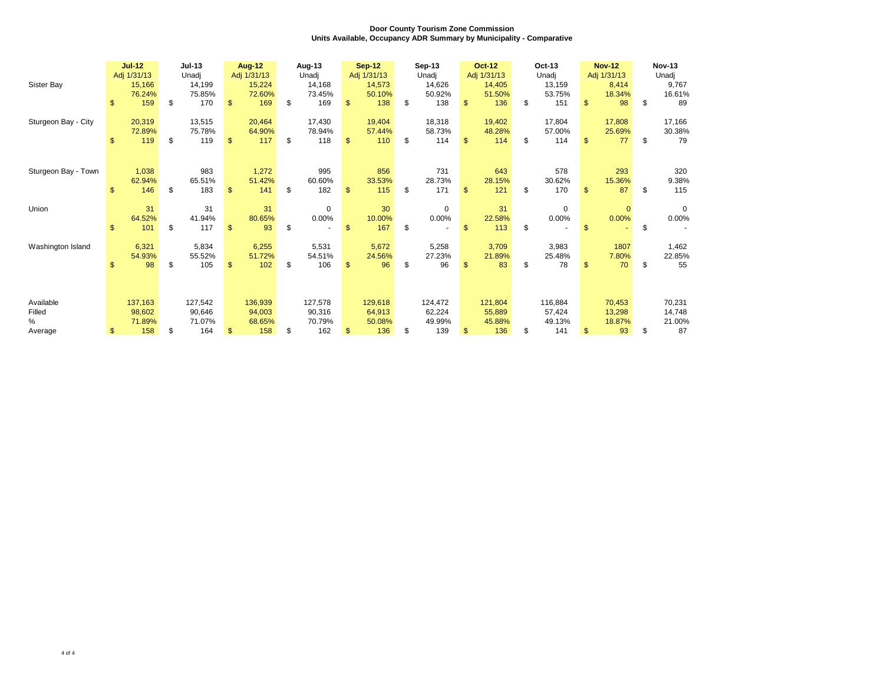**Door County Tourism Zone Commission**
**Units Available, Occupancy ADR Summary by Municipality - Comparative**

| | Jul-12 Adj 1/31/13 | Jul-13 Unadj | Aug-12 Adj 1/31/13 | Aug-13 Unadj | Sep-12 Adj 1/31/13 | Sep-13 Unadj | Oct-12 Adj 1/31/13 | Oct-13 Unadj | Nov-12 Adj 1/31/13 | Nov-13 Unadj |
|---|---|---|---|---|---|---|---|---|---|---|
| Sister Bay | 15,166 | 14,199 | 15,224 | 14,168 | 14,573 | 14,626 | 14,405 | 13,159 | 8,414 | 9,767 |
| | 76.24% | 75.85% | 72.60% | 73.45% | 50.10% | 50.92% | 51.50% | 53.75% | 18.34% | 16.61% |
| | $ 159 | $ 170 | $ 169 | $ 169 | $ 138 | $ 138 | $ 136 | $ 151 | $ 98 | $ 89 |
| Sturgeon Bay - City | 20,319 | 13,515 | 20,464 | 17,430 | 19,404 | 18,318 | 19,402 | 17,804 | 17,808 | 17,166 |
| | 72.89% | 75.78% | 64.90% | 78.94% | 57.44% | 58.73% | 48.28% | 57.00% | 25.69% | 30.38% |
| | $ 119 | $ 119 | $ 117 | $ 118 | $ 110 | $ 114 | $ 114 | $ 114 | $ 77 | $ 79 |
| Sturgeon Bay - Town | 1,038 | 983 | 1,272 | 995 | 856 | 731 | 643 | 578 | 293 | 320 |
| | 62.94% | 65.51% | 51.42% | 60.60% | 33.53% | 28.73% | 28.15% | 30.62% | 15.36% | 9.38% |
| | $ 146 | $ 183 | $ 141 | $ 182 | $ 115 | $ 171 | $ 121 | $ 170 | $ 87 | $ 115 |
| Union | 31 | 31 | 31 | 0 | 30 | 0 | 31 | 0 | 0 | 0 |
| | 64.52% | 41.94% | 80.65% | 0.00% | 10.00% | 0.00% | 22.58% | 0.00% | 0.00% | 0.00% |
| | $ 101 | $ 117 | $ 93 | $ - | $ 167 | $ - | $ 113 | $ - | $ - | $ - |
| Washington Island | 6,321 | 5,834 | 6,255 | 5,531 | 5,672 | 5,258 | 3,709 | 3,983 | 1807 | 1,462 |
| | 54.93% | 55.52% | 51.72% | 54.51% | 24.56% | 27.23% | 21.89% | 25.48% | 7.80% | 22.85% |
| | $ 98 | $ 105 | $ 102 | $ 106 | $ 96 | $ 96 | $ 83 | $ 78 | $ 70 | $ 55 |
| Available | 137,163 | 127,542 | 136,939 | 127,578 | 129,618 | 124,472 | 121,804 | 116,884 | 70,453 | 70,231 |
| Filled | 98,602 | 90,646 | 94,003 | 90,316 | 64,913 | 62,224 | 55,889 | 57,424 | 13,298 | 14,748 |
| % | 71.89% | 71.07% | 68.65% | 70.79% | 50.08% | 49.99% | 45.88% | 49.13% | 18.87% | 21.00% |
| Average | $ 158 | $ 164 | $ 158 | $ 162 | $ 136 | $ 139 | $ 136 | $ 141 | $ 93 | $ 87 |